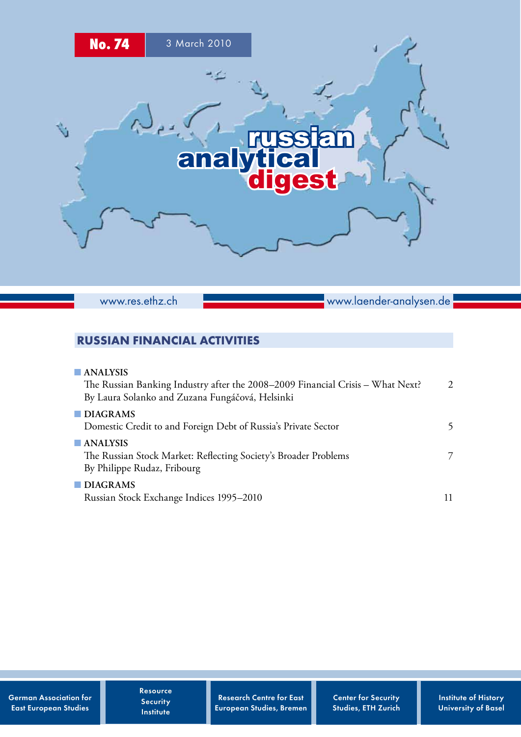No. 74 — 3 March 2010

# russian analytical digest

www.res.ethz.ch — www.laender-analysen.de

## RUSSIAN FINANCIAL ACTIVITIES

- **ANALYSIS**
  The Russian Banking Industry after the 2008–2009 Financial Crisis – What Next? — 2
  By Laura Solanko and Zuzana Fungáčová, Helsinki

- **DIAGRAMS**
  Domestic Credit to and Foreign Debt of Russia's Private Sector — 5

- **ANALYSIS**
  The Russian Stock Market: Reflecting Society's Broader Problems — 7
  By Philippe Rudaz, Fribourg

- **DIAGRAMS**
  Russian Stock Exchange Indices 1995–2010 — 11

German Association for East European Studies | Resource Security Institute | Research Centre for East European Studies, Bremen | Center for Security Studies, ETH Zurich | Institute of History University of Basel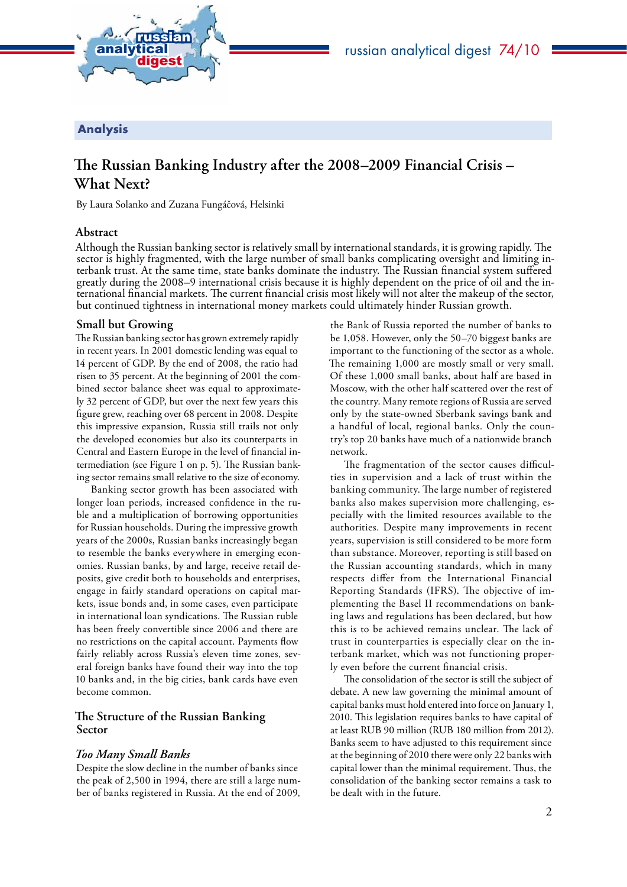## Analysis

# The Russian Banking Industry after the 2008–2009 Financial Crisis – What Next?

By Laura Solanko and Zuzana Fungáčová, Helsinki

## Abstract

Although the Russian banking sector is relatively small by international standards, it is growing rapidly. The sector is highly fragmented, with the large number of small banks complicating oversight and limiting interbank trust. At the same time, state banks dominate the industry. The Russian financial system suffered greatly during the 2008–9 international crisis because it is highly dependent on the price of oil and the international financial markets. The current financial crisis most likely will not alter the makeup of the sector, but continued tightness in international money markets could ultimately hinder Russian growth.

## Small but Growing

The Russian banking sector has grown extremely rapidly in recent years. In 2001 domestic lending was equal to 14 percent of GDP. By the end of 2008, the ratio had risen to 35 percent. At the beginning of 2001 the combined sector balance sheet was equal to approximately 32 percent of GDP, but over the next few years this figure grew, reaching over 68 percent in 2008. Despite this impressive expansion, Russia still trails not only the developed economies but also its counterparts in Central and Eastern Europe in the level of financial intermediation (see Figure 1 on p. 5). The Russian banking sector remains small relative to the size of economy.

Banking sector growth has been associated with longer loan periods, increased confidence in the ruble and a multiplication of borrowing opportunities for Russian households. During the impressive growth years of the 2000s, Russian banks increasingly began to resemble the banks everywhere in emerging economies. Russian banks, by and large, receive retail deposits, give credit both to households and enterprises, engage in fairly standard operations on capital markets, issue bonds and, in some cases, even participate in international loan syndications. The Russian ruble has been freely convertible since 2006 and there are no restrictions on the capital account. Payments flow fairly reliably across Russia's eleven time zones, several foreign banks have found their way into the top 10 banks and, in the big cities, bank cards have even become common.

## The Structure of the Russian Banking Sector

### *Too Many Small Banks*

Despite the slow decline in the number of banks since the peak of 2,500 in 1994, there are still a large number of banks registered in Russia. At the end of 2009, the Bank of Russia reported the number of banks to be 1,058. However, only the 50–70 biggest banks are important to the functioning of the sector as a whole. The remaining 1,000 are mostly small or very small. Of these 1,000 small banks, about half are based in Moscow, with the other half scattered over the rest of the country. Many remote regions of Russia are served only by the state-owned Sberbank savings bank and a handful of local, regional banks. Only the country's top 20 banks have much of a nationwide branch network.

The fragmentation of the sector causes difficulties in supervision and a lack of trust within the banking community. The large number of registered banks also makes supervision more challenging, especially with the limited resources available to the authorities. Despite many improvements in recent years, supervision is still considered to be more form than substance. Moreover, reporting is still based on the Russian accounting standards, which in many respects differ from the International Financial Reporting Standards (IFRS). The objective of implementing the Basel II recommendations on banking laws and regulations has been declared, but how this is to be achieved remains unclear. The lack of trust in counterparties is especially clear on the interbank market, which was not functioning properly even before the current financial crisis.

The consolidation of the sector is still the subject of debate. A new law governing the minimal amount of capital banks must hold entered into force on January 1, 2010. This legislation requires banks to have capital of at least RUB 90 million (RUB 180 million from 2012). Banks seem to have adjusted to this requirement since at the beginning of 2010 there were only 22 banks with capital lower than the minimal requirement. Thus, the consolidation of the banking sector remains a task to be dealt with in the future.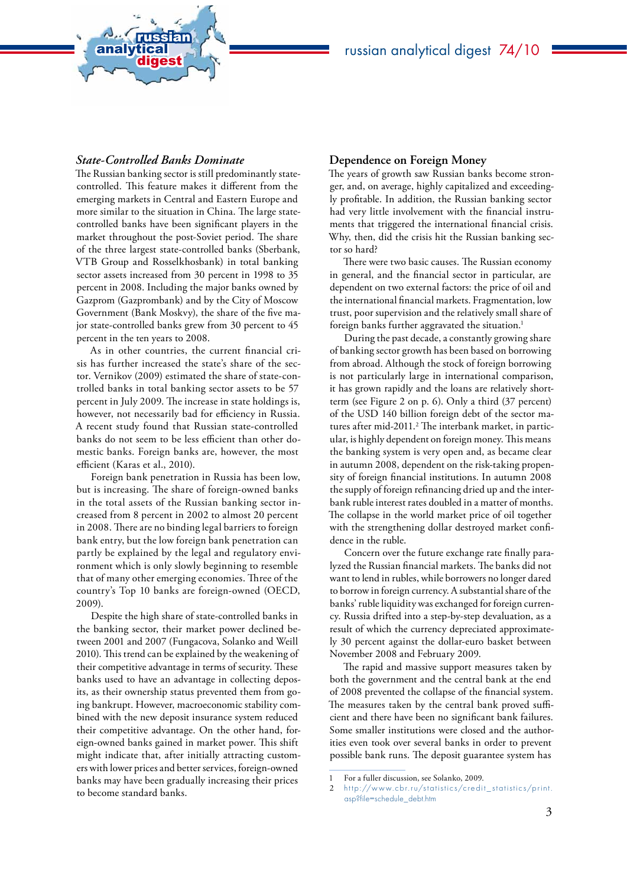### *State-Controlled Banks Dominate*

The Russian banking sector is still predominantly state-controlled. This feature makes it different from the emerging markets in Central and Eastern Europe and more similar to the situation in China. The large state-controlled banks have been significant players in the market throughout the post-Soviet period. The share of the three largest state-controlled banks (Sberbank, VTB Group and Rosselkhosbank) in total banking sector assets increased from 30 percent in 1998 to 35 percent in 2008. Including the major banks owned by Gazprom (Gazprombank) and by the City of Moscow Government (Bank Moskvy), the share of the five major state-controlled banks grew from 30 percent to 45 percent in the ten years to 2008.

As in other countries, the current financial crisis has further increased the state's share of the sector. Vernikov (2009) estimated the share of state-controlled banks in total banking sector assets to be 57 percent in July 2009. The increase in state holdings is, however, not necessarily bad for efficiency in Russia. A recent study found that Russian state-controlled banks do not seem to be less efficient than other domestic banks. Foreign banks are, however, the most efficient (Karas et al., 2010).

Foreign bank penetration in Russia has been low, but is increasing. The share of foreign-owned banks in the total assets of the Russian banking sector increased from 8 percent in 2002 to almost 20 percent in 2008. There are no binding legal barriers to foreign bank entry, but the low foreign bank penetration can partly be explained by the legal and regulatory environment which is only slowly beginning to resemble that of many other emerging economies. Three of the country's Top 10 banks are foreign-owned (OECD, 2009).

Despite the high share of state-controlled banks in the banking sector, their market power declined between 2001 and 2007 (Fungacova, Solanko and Weill 2010). This trend can be explained by the weakening of their competitive advantage in terms of security. These banks used to have an advantage in collecting deposits, as their ownership status prevented them from going bankrupt. However, macroeconomic stability combined with the new deposit insurance system reduced their competitive advantage. On the other hand, foreign-owned banks gained in market power. This shift might indicate that, after initially attracting customers with lower prices and better services, foreign-owned banks may have been gradually increasing their prices to become standard banks.

### Dependence on Foreign Money

The years of growth saw Russian banks become stronger, and, on average, highly capitalized and exceedingly profitable. In addition, the Russian banking sector had very little involvement with the financial instruments that triggered the international financial crisis. Why, then, did the crisis hit the Russian banking sector so hard?

There were two basic causes. The Russian economy in general, and the financial sector in particular, are dependent on two external factors: the price of oil and the international financial markets. Fragmentation, low trust, poor supervision and the relatively small share of foreign banks further aggravated the situation.[1]

During the past decade, a constantly growing share of banking sector growth has been based on borrowing from abroad. Although the stock of foreign borrowing is not particularly large in international comparison, it has grown rapidly and the loans are relatively short-term (see Figure 2 on p. 6). Only a third (37 percent) of the USD 140 billion foreign debt of the sector matures after mid-2011.[2] The interbank market, in particular, is highly dependent on foreign money. This means the banking system is very open and, as became clear in autumn 2008, dependent on the risk-taking propensity of foreign financial institutions. In autumn 2008 the supply of foreign refinancing dried up and the interbank ruble interest rates doubled in a matter of months. The collapse in the world market price of oil together with the strengthening dollar destroyed market confidence in the ruble.

Concern over the future exchange rate finally paralyzed the Russian financial markets. The banks did not want to lend in rubles, while borrowers no longer dared to borrow in foreign currency. A substantial share of the banks' ruble liquidity was exchanged for foreign currency. Russia drifted into a step-by-step devaluation, as a result of which the currency depreciated approximately 30 percent against the dollar-euro basket between November 2008 and February 2009.

The rapid and massive support measures taken by both the government and the central bank at the end of 2008 prevented the collapse of the financial system. The measures taken by the central bank proved sufficient and there have been no significant bank failures. Some smaller institutions were closed and the authorities even took over several banks in order to prevent possible bank runs. The deposit guarantee system has

1 For a fuller discussion, see Solanko, 2009.

2 http://www.cbr.ru/statistics/credit_statistics/print.asp?file=schedule_debt.htm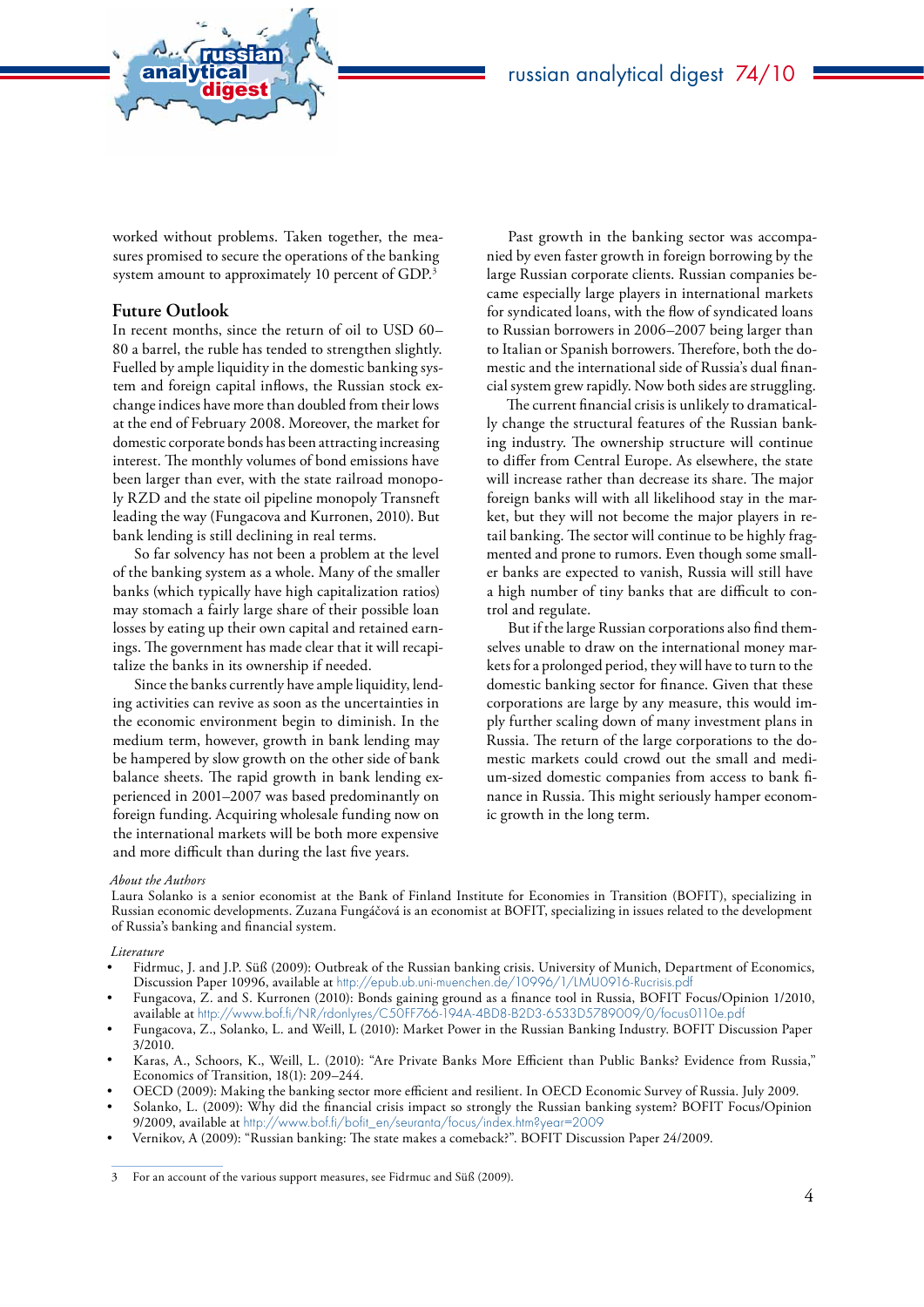worked without problems. Taken together, the measures promised to secure the operations of the banking system amount to approximately 10 percent of GDP.[3]

## Future Outlook

In recent months, since the return of oil to USD 60–80 a barrel, the ruble has tended to strengthen slightly. Fuelled by ample liquidity in the domestic banking system and foreign capital inflows, the Russian stock exchange indices have more than doubled from their lows at the end of February 2008. Moreover, the market for domestic corporate bonds has been attracting increasing interest. The monthly volumes of bond emissions have been larger than ever, with the state railroad monopoly RZD and the state oil pipeline monopoly Transneft leading the way (Fungacova and Kurronen, 2010). But bank lending is still declining in real terms.

So far solvency has not been a problem at the level of the banking system as a whole. Many of the smaller banks (which typically have high capitalization ratios) may stomach a fairly large share of their possible loan losses by eating up their own capital and retained earnings. The government has made clear that it will recapitalize the banks in its ownership if needed.

Since the banks currently have ample liquidity, lending activities can revive as soon as the uncertainties in the economic environment begin to diminish. In the medium term, however, growth in bank lending may be hampered by slow growth on the other side of bank balance sheets. The rapid growth in bank lending experienced in 2001–2007 was based predominantly on foreign funding. Acquiring wholesale funding now on the international markets will be both more expensive and more difficult than during the last five years.

Past growth in the banking sector was accompanied by even faster growth in foreign borrowing by the large Russian corporate clients. Russian companies became especially large players in international markets for syndicated loans, with the flow of syndicated loans to Russian borrowers in 2006–2007 being larger than to Italian or Spanish borrowers. Therefore, both the domestic and the international side of Russia's dual financial system grew rapidly. Now both sides are struggling.

The current financial crisis is unlikely to dramatically change the structural features of the Russian banking industry. The ownership structure will continue to differ from Central Europe. As elsewhere, the state will increase rather than decrease its share. The major foreign banks will with all likelihood stay in the market, but they will not become the major players in retail banking. The sector will continue to be highly fragmented and prone to rumors. Even though some smaller banks are expected to vanish, Russia will still have a high number of tiny banks that are difficult to control and regulate.

But if the large Russian corporations also find themselves unable to draw on the international money markets for a prolonged period, they will have to turn to the domestic banking sector for finance. Given that these corporations are large by any measure, this would imply further scaling down of many investment plans in Russia. The return of the large corporations to the domestic markets could crowd out the small and medium-sized domestic companies from access to bank finance in Russia. This might seriously hamper economic growth in the long term.

*About the Authors*

Laura Solanko is a senior economist at the Bank of Finland Institute for Economies in Transition (BOFIT), specializing in Russian economic developments. Zuzana Fungáčová is an economist at BOFIT, specializing in issues related to the development of Russia's banking and financial system.

*Literature*

- Fidrmuc, J. and J.P. Süß (2009): Outbreak of the Russian banking crisis. University of Munich, Department of Economics, Discussion Paper 10996, available at http://epub.ub.uni-muenchen.de/10996/1/LMU0916-Rucrisis.pdf
- Fungacova, Z. and S. Kurronen (2010): Bonds gaining ground as a finance tool in Russia, BOFIT Focus/Opinion 1/2010, available at http://www.bof.fi/NR/rdonlyres/C50FF766-194A-4BD8-B2D3-6533D5789009/0/focus0110e.pdf
- Fungacova, Z., Solanko, L. and Weill, L (2010): Market Power in the Russian Banking Industry. BOFIT Discussion Paper 3/2010.
- Karas, A., Schoors, K., Weill, L. (2010): "Are Private Banks More Efficient than Public Banks? Evidence from Russia," Economics of Transition, 18(1): 209–244.
- OECD (2009): Making the banking sector more efficient and resilient. In OECD Economic Survey of Russia. July 2009.
- Solanko, L. (2009): Why did the financial crisis impact so strongly the Russian banking system? BOFIT Focus/Opinion 9/2009, available at http://www.bof.fi/bofit_en/seuranta/focus/index.htm?year=2009
- Vernikov, A (2009): "Russian banking: The state makes a comeback?". BOFIT Discussion Paper 24/2009.

---

[3] For an account of the various support measures, see Fidrmuc and Süß (2009).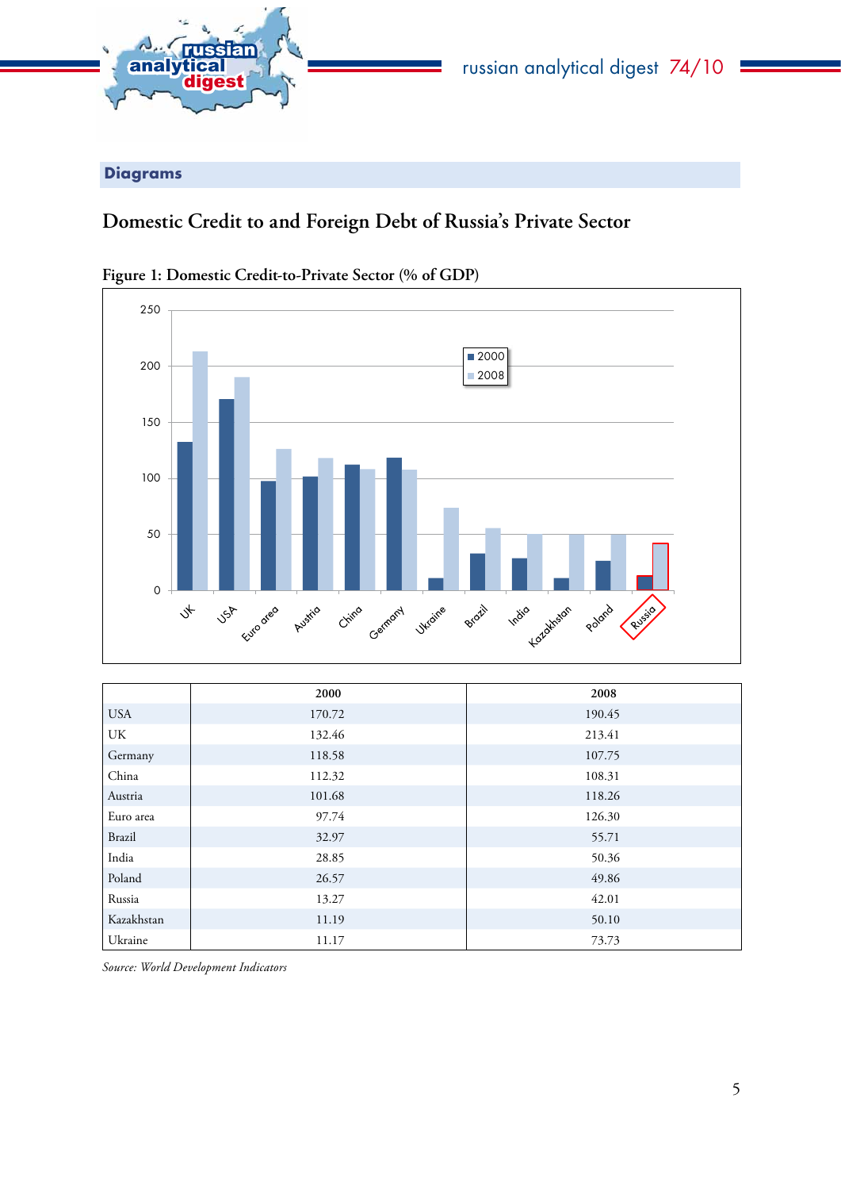## Diagrams

# Domestic Credit to and Foreign Debt of Russia's Private Sector

Figure 1: Domestic Credit-to-Private Sector (% of GDP)

| | 2000 | 2008 |
|---|---|---|
| USA | 170.72 | 190.45 |
| UK | 132.46 | 213.41 |
| Germany | 118.58 | 107.75 |
| China | 112.32 | 108.31 |
| Austria | 101.68 | 118.26 |
| Euro area | 97.74 | 126.30 |
| Brazil | 32.97 | 55.71 |
| India | 28.85 | 50.36 |
| Poland | 26.57 | 49.86 |
| Russia | 13.27 | 42.01 |
| Kazakhstan | 11.19 | 50.10 |
| Ukraine | 11.17 | 73.73 |

*Source: World Development Indicators*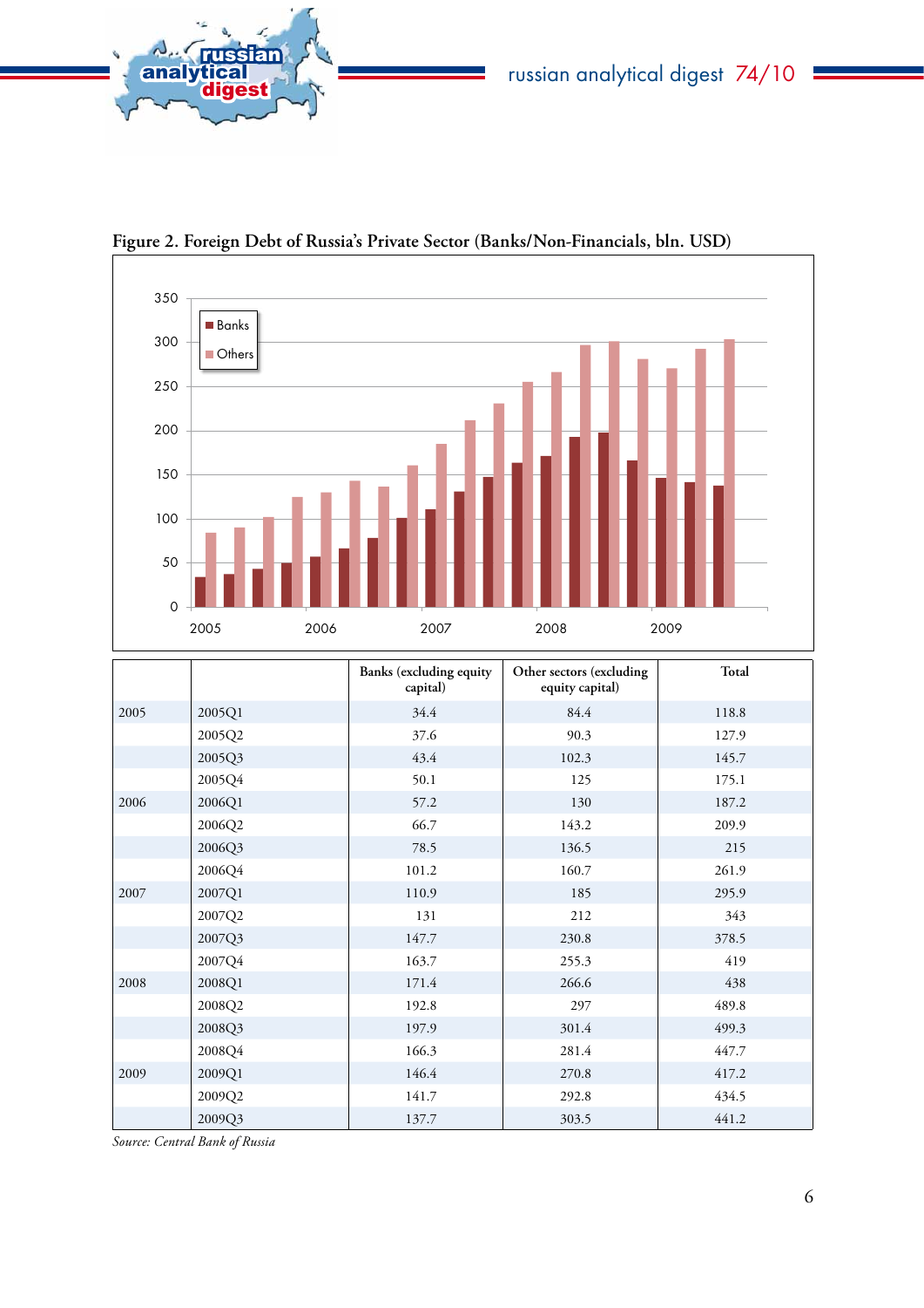**Figure 2. Foreign Debt of Russia's Private Sector (Banks/Non-Financials, bln. USD)**

| | | Banks (excluding equity capital) | Other sectors (excluding equity capital) | Total |
|---|---|---|---|---|
| 2005 | 2005Q1 | 34.4 | 84.4 | 118.8 |
| | 2005Q2 | 37.6 | 90.3 | 127.9 |
| | 2005Q3 | 43.4 | 102.3 | 145.7 |
| | 2005Q4 | 50.1 | 125 | 175.1 |
| 2006 | 2006Q1 | 57.2 | 130 | 187.2 |
| | 2006Q2 | 66.7 | 143.2 | 209.9 |
| | 2006Q3 | 78.5 | 136.5 | 215 |
| | 2006Q4 | 101.2 | 160.7 | 261.9 |
| 2007 | 2007Q1 | 110.9 | 185 | 295.9 |
| | 2007Q2 | 131 | 212 | 343 |
| | 2007Q3 | 147.7 | 230.8 | 378.5 |
| | 2007Q4 | 163.7 | 255.3 | 419 |
| 2008 | 2008Q1 | 171.4 | 266.6 | 438 |
| | 2008Q2 | 192.8 | 297 | 489.8 |
| | 2008Q3 | 197.9 | 301.4 | 499.3 |
| | 2008Q4 | 166.3 | 281.4 | 447.7 |
| 2009 | 2009Q1 | 146.4 | 270.8 | 417.2 |
| | 2009Q2 | 141.7 | 292.8 | 434.5 |
| | 2009Q3 | 137.7 | 303.5 | 441.2 |

*Source: Central Bank of Russia*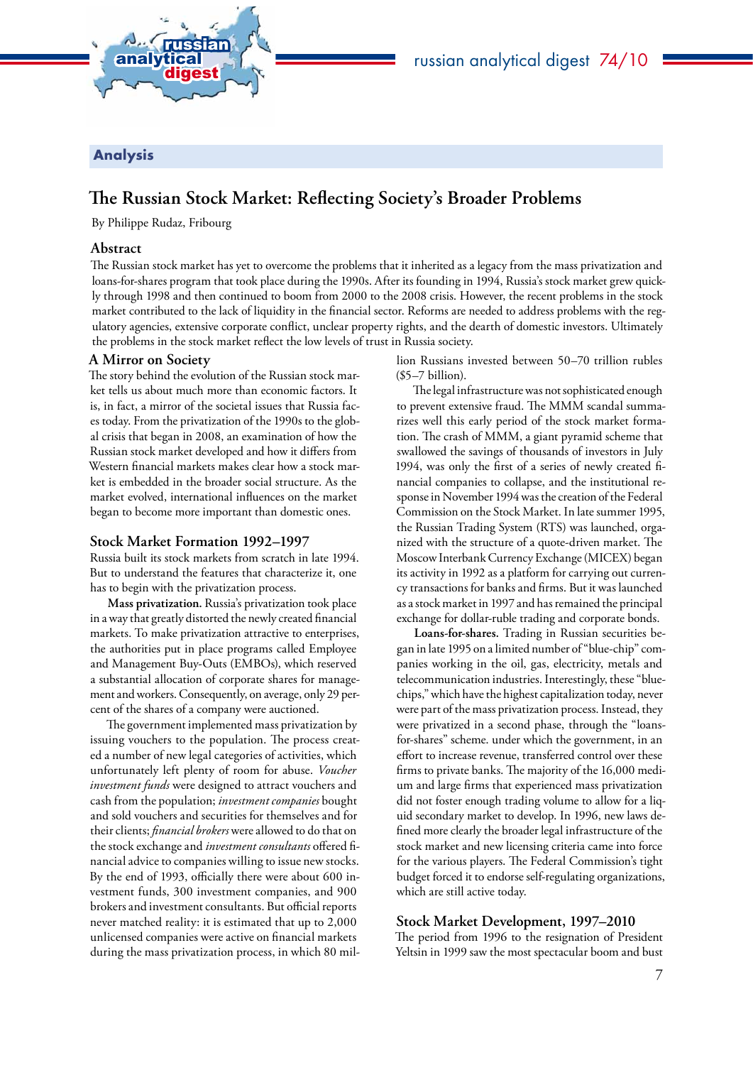## Analysis

# The Russian Stock Market: Reflecting Society's Broader Problems

By Philippe Rudaz, Fribourg

### Abstract

The Russian stock market has yet to overcome the problems that it inherited as a legacy from the mass privatization and loans-for-shares program that took place during the 1990s. After its founding in 1994, Russia's stock market grew quickly through 1998 and then continued to boom from 2000 to the 2008 crisis. However, the recent problems in the stock market contributed to the lack of liquidity in the financial sector. Reforms are needed to address problems with the regulatory agencies, extensive corporate conflict, unclear property rights, and the dearth of domestic investors. Ultimately the problems in the stock market reflect the low levels of trust in Russia society.

### A Mirror on Society

The story behind the evolution of the Russian stock market tells us about much more than economic factors. It is, in fact, a mirror of the societal issues that Russia faces today. From the privatization of the 1990s to the global crisis that began in 2008, an examination of how the Russian stock market developed and how it differs from Western financial markets makes clear how a stock market is embedded in the broader social structure. As the market evolved, international influences on the market began to become more important than domestic ones.

### Stock Market Formation 1992–1997

Russia built its stock markets from scratch in late 1994. But to understand the features that characterize it, one has to begin with the privatization process.

**Mass privatization.** Russia's privatization took place in a way that greatly distorted the newly created financial markets. To make privatization attractive to enterprises, the authorities put in place programs called Employee and Management Buy-Outs (EMBOs), which reserved a substantial allocation of corporate shares for management and workers. Consequently, on average, only 29 percent of the shares of a company were auctioned.

The government implemented mass privatization by issuing vouchers to the population. The process created a number of new legal categories of activities, which unfortunately left plenty of room for abuse. *Voucher investment funds* were designed to attract vouchers and cash from the population; *investment companies* bought and sold vouchers and securities for themselves and for their clients; *financial brokers* were allowed to do that on the stock exchange and *investment consultants* offered financial advice to companies willing to issue new stocks. By the end of 1993, officially there were about 600 investment funds, 300 investment companies, and 900 brokers and investment consultants. But official reports never matched reality: it is estimated that up to 2,000 unlicensed companies were active on financial markets during the mass privatization process, in which 80 million Russians invested between 50–70 trillion rubles ($5–7 billion).

The legal infrastructure was not sophisticated enough to prevent extensive fraud. The MMM scandal summarizes well this early period of the stock market formation. The crash of MMM, a giant pyramid scheme that swallowed the savings of thousands of investors in July 1994, was only the first of a series of newly created financial companies to collapse, and the institutional response in November 1994 was the creation of the Federal Commission on the Stock Market. In late summer 1995, the Russian Trading System (RTS) was launched, organized with the structure of a quote-driven market. The Moscow Interbank Currency Exchange (MICEX) began its activity in 1992 as a platform for carrying out currency transactions for banks and firms. But it was launched as a stock market in 1997 and has remained the principal exchange for dollar-ruble trading and corporate bonds.

**Loans-for-shares.** Trading in Russian securities began in late 1995 on a limited number of "blue-chip" companies working in the oil, gas, electricity, metals and telecommunication industries. Interestingly, these "blue-chips," which have the highest capitalization today, never were part of the mass privatization process. Instead, they were privatized in a second phase, through the "loans-for-shares" scheme. under which the government, in an effort to increase revenue, transferred control over these firms to private banks. The majority of the 16,000 medium and large firms that experienced mass privatization did not foster enough trading volume to allow for a liquid secondary market to develop. In 1996, new laws defined more clearly the broader legal infrastructure of the stock market and new licensing criteria came into force for the various players. The Federal Commission's tight budget forced it to endorse self-regulating organizations, which are still active today.

### Stock Market Development, 1997–2010

The period from 1996 to the resignation of President Yeltsin in 1999 saw the most spectacular boom and bust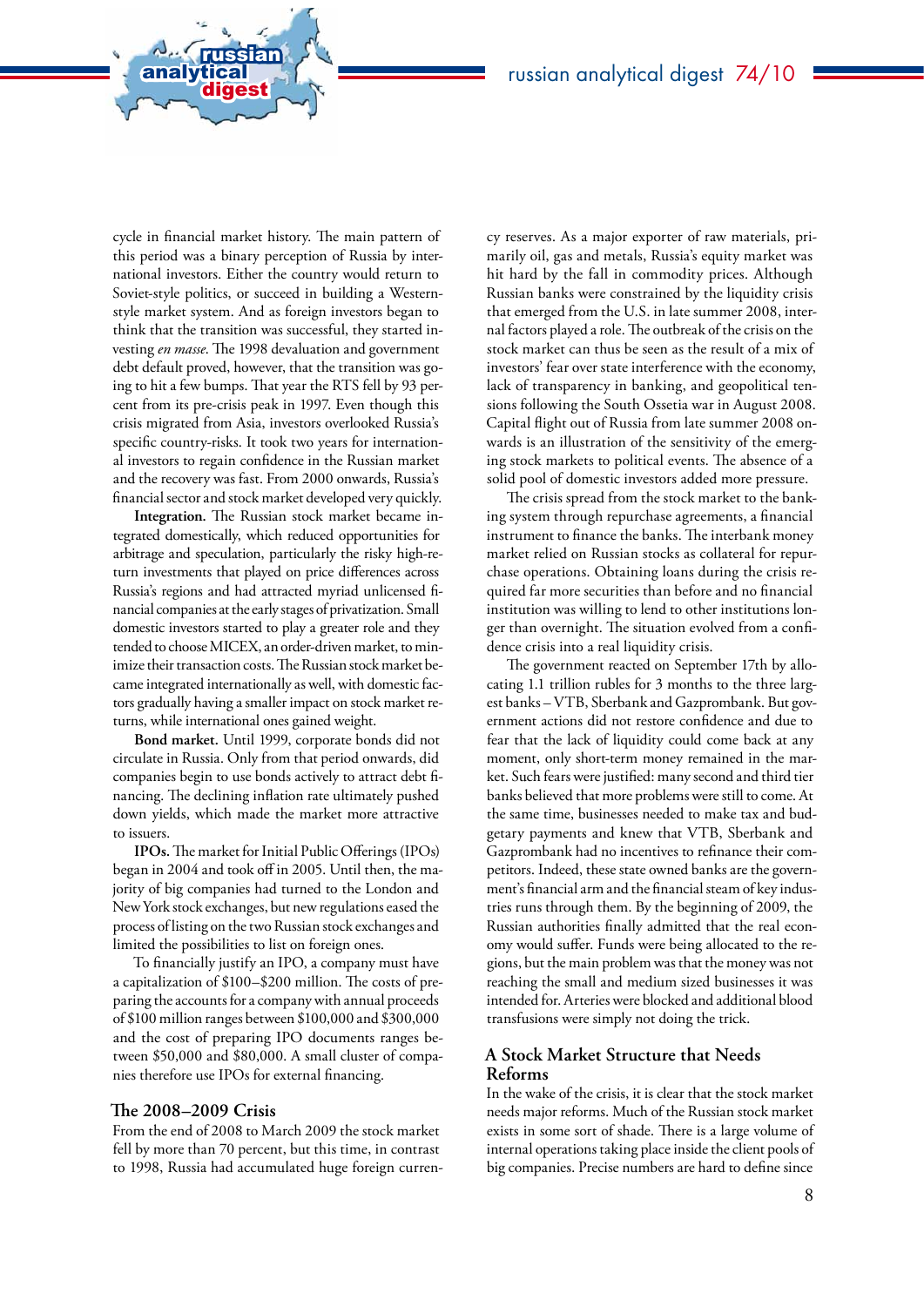cycle in financial market history. The main pattern of this period was a binary perception of Russia by international investors. Either the country would return to Soviet-style politics, or succeed in building a Western-style market system. And as foreign investors began to think that the transition was successful, they started investing *en masse*. The 1998 devaluation and government debt default proved, however, that the transition was going to hit a few bumps. That year the RTS fell by 93 percent from its pre-crisis peak in 1997. Even though this crisis migrated from Asia, investors overlooked Russia's specific country-risks. It took two years for international investors to regain confidence in the Russian market and the recovery was fast. From 2000 onwards, Russia's financial sector and stock market developed very quickly.

**Integration.** The Russian stock market became integrated domestically, which reduced opportunities for arbitrage and speculation, particularly the risky high-return investments that played on price differences across Russia's regions and had attracted myriad unlicensed financial companies at the early stages of privatization. Small domestic investors started to play a greater role and they tended to choose MICEX, an order-driven market, to minimize their transaction costs. The Russian stock market became integrated internationally as well, with domestic factors gradually having a smaller impact on stock market returns, while international ones gained weight.

**Bond market.** Until 1999, corporate bonds did not circulate in Russia. Only from that period onwards, did companies begin to use bonds actively to attract debt financing. The declining inflation rate ultimately pushed down yields, which made the market more attractive to issuers.

**IPOs.** The market for Initial Public Offerings (IPOs) began in 2004 and took off in 2005. Until then, the majority of big companies had turned to the London and New York stock exchanges, but new regulations eased the process of listing on the two Russian stock exchanges and limited the possibilities to list on foreign ones.

To financially justify an IPO, a company must have a capitalization of $100–$200 million. The costs of preparing the accounts for a company with annual proceeds of $100 million ranges between $100,000 and $300,000 and the cost of preparing IPO documents ranges between $50,000 and $80,000. A small cluster of companies therefore use IPOs for external financing.

## The 2008–2009 Crisis

From the end of 2008 to March 2009 the stock market fell by more than 70 percent, but this time, in contrast to 1998, Russia had accumulated huge foreign currency reserves. As a major exporter of raw materials, primarily oil, gas and metals, Russia's equity market was hit hard by the fall in commodity prices. Although Russian banks were constrained by the liquidity crisis that emerged from the U.S. in late summer 2008, internal factors played a role. The outbreak of the crisis on the stock market can thus be seen as the result of a mix of investors' fear over state interference with the economy, lack of transparency in banking, and geopolitical tensions following the South Ossetia war in August 2008. Capital flight out of Russia from late summer 2008 onwards is an illustration of the sensitivity of the emerging stock markets to political events. The absence of a solid pool of domestic investors added more pressure.

The crisis spread from the stock market to the banking system through repurchase agreements, a financial instrument to finance the banks. The interbank money market relied on Russian stocks as collateral for repurchase operations. Obtaining loans during the crisis required far more securities than before and no financial institution was willing to lend to other institutions longer than overnight. The situation evolved from a confidence crisis into a real liquidity crisis.

The government reacted on September 17th by allocating 1.1 trillion rubles for 3 months to the three largest banks – VTB, Sberbank and Gazprombank. But government actions did not restore confidence and due to fear that the lack of liquidity could come back at any moment, only short-term money remained in the market. Such fears were justified: many second and third tier banks believed that more problems were still to come. At the same time, businesses needed to make tax and budgetary payments and knew that VTB, Sberbank and Gazprombank had no incentives to refinance their competitors. Indeed, these state owned banks are the government's financial arm and the financial steam of key industries runs through them. By the beginning of 2009, the Russian authorities finally admitted that the real economy would suffer. Funds were being allocated to the regions, but the main problem was that the money was not reaching the small and medium sized businesses it was intended for. Arteries were blocked and additional blood transfusions were simply not doing the trick.

## A Stock Market Structure that Needs Reforms

In the wake of the crisis, it is clear that the stock market needs major reforms. Much of the Russian stock market exists in some sort of shade. There is a large volume of internal operations taking place inside the client pools of big companies. Precise numbers are hard to define since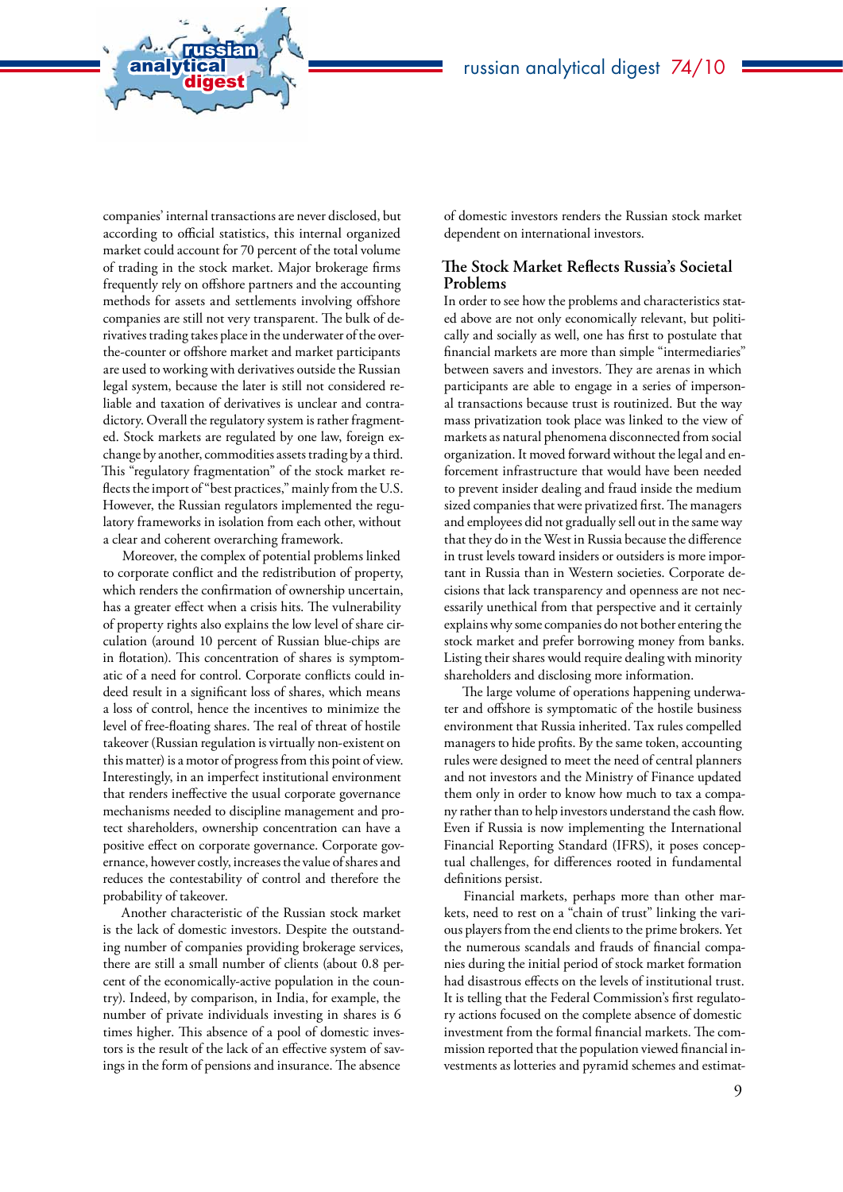companies' internal transactions are never disclosed, but according to official statistics, this internal organized market could account for 70 percent of the total volume of trading in the stock market. Major brokerage firms frequently rely on offshore partners and the accounting methods for assets and settlements involving offshore companies are still not very transparent. The bulk of derivatives trading takes place in the underwater of the over-the-counter or offshore market and market participants are used to working with derivatives outside the Russian legal system, because the later is still not considered reliable and taxation of derivatives is unclear and contradictory. Overall the regulatory system is rather fragmented. Stock markets are regulated by one law, foreign exchange by another, commodities assets trading by a third. This "regulatory fragmentation" of the stock market reflects the import of "best practices," mainly from the U.S. However, the Russian regulators implemented the regulatory frameworks in isolation from each other, without a clear and coherent overarching framework.

Moreover, the complex of potential problems linked to corporate conflict and the redistribution of property, which renders the confirmation of ownership uncertain, has a greater effect when a crisis hits. The vulnerability of property rights also explains the low level of share circulation (around 10 percent of Russian blue-chips are in flotation). This concentration of shares is symptomatic of a need for control. Corporate conflicts could indeed result in a significant loss of shares, which means a loss of control, hence the incentives to minimize the level of free-floating shares. The real of threat of hostile takeover (Russian regulation is virtually non-existent on this matter) is a motor of progress from this point of view. Interestingly, in an imperfect institutional environment that renders ineffective the usual corporate governance mechanisms needed to discipline management and protect shareholders, ownership concentration can have a positive effect on corporate governance. Corporate governance, however costly, increases the value of shares and reduces the contestability of control and therefore the probability of takeover.

Another characteristic of the Russian stock market is the lack of domestic investors. Despite the outstanding number of companies providing brokerage services, there are still a small number of clients (about 0.8 percent of the economically-active population in the country). Indeed, by comparison, in India, for example, the number of private individuals investing in shares is 6 times higher. This absence of a pool of domestic investors is the result of the lack of an effective system of savings in the form of pensions and insurance. The absence of domestic investors renders the Russian stock market dependent on international investors.

## The Stock Market Reflects Russia's Societal Problems

In order to see how the problems and characteristics stated above are not only economically relevant, but politically and socially as well, one has first to postulate that financial markets are more than simple "intermediaries" between savers and investors. They are arenas in which participants are able to engage in a series of impersonal transactions because trust is routinized. But the way mass privatization took place was linked to the view of markets as natural phenomena disconnected from social organization. It moved forward without the legal and enforcement infrastructure that would have been needed to prevent insider dealing and fraud inside the medium sized companies that were privatized first. The managers and employees did not gradually sell out in the same way that they do in the West in Russia because the difference in trust levels toward insiders or outsiders is more important in Russia than in Western societies. Corporate decisions that lack transparency and openness are not necessarily unethical from that perspective and it certainly explains why some companies do not bother entering the stock market and prefer borrowing money from banks. Listing their shares would require dealing with minority shareholders and disclosing more information.

The large volume of operations happening underwater and offshore is symptomatic of the hostile business environment that Russia inherited. Tax rules compelled managers to hide profits. By the same token, accounting rules were designed to meet the need of central planners and not investors and the Ministry of Finance updated them only in order to know how much to tax a company rather than to help investors understand the cash flow. Even if Russia is now implementing the International Financial Reporting Standard (IFRS), it poses conceptual challenges, for differences rooted in fundamental definitions persist.

Financial markets, perhaps more than other markets, need to rest on a "chain of trust" linking the various players from the end clients to the prime brokers. Yet the numerous scandals and frauds of financial companies during the initial period of stock market formation had disastrous effects on the levels of institutional trust. It is telling that the Federal Commission's first regulatory actions focused on the complete absence of domestic investment from the formal financial markets. The commission reported that the population viewed financial investments as lotteries and pyramid schemes and estimat-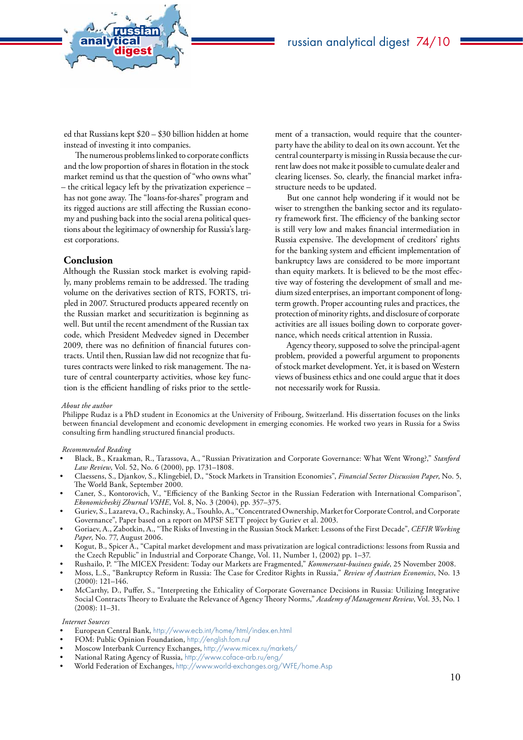ed that Russians kept $20 – $30 billion hidden at home instead of investing it into companies.

The numerous problems linked to corporate conflicts and the low proportion of shares in flotation in the stock market remind us that the question of "who owns what" – the critical legacy left by the privatization experience – has not gone away. The "loans-for-shares" program and its rigged auctions are still affecting the Russian economy and pushing back into the social arena political questions about the legitimacy of ownership for Russia's largest corporations.

## Conclusion

Although the Russian stock market is evolving rapidly, many problems remain to be addressed. The trading volume on the derivatives section of RTS, FORTS, tripled in 2007. Structured products appeared recently on the Russian market and securitization is beginning as well. But until the recent amendment of the Russian tax code, which President Medvedev signed in December 2009, there was no definition of financial futures contracts. Until then, Russian law did not recognize that futures contracts were linked to risk management. The nature of central counterparty activities, whose key function is the efficient handling of risks prior to the settlement of a transaction, would require that the counterparty have the ability to deal on its own account. Yet the central counterparty is missing in Russia because the current law does not make it possible to cumulate dealer and clearing licenses. So, clearly, the financial market infrastructure needs to be updated.

But one cannot help wondering if it would not be wiser to strengthen the banking sector and its regulatory framework first. The efficiency of the banking sector is still very low and makes financial intermediation in Russia expensive. The development of creditors' rights for the banking system and efficient implementation of bankruptcy laws are considered to be more important than equity markets. It is believed to be the most effective way of fostering the development of small and medium sized enterprises, an important component of long-term growth. Proper accounting rules and practices, the protection of minority rights, and disclosure of corporate activities are all issues boiling down to corporate governance, which needs critical attention in Russia.

Agency theory, supposed to solve the principal-agent problem, provided a powerful argument to proponents of stock market development. Yet, it is based on Western views of business ethics and one could argue that it does not necessarily work for Russia.

*About the author*

Philippe Rudaz is a PhD student in Economics at the University of Fribourg, Switzerland. His dissertation focuses on the links between financial development and economic development in emerging economies. He worked two years in Russia for a Swiss consulting firm handling structured financial products.

*Recommended Reading*

- Black, B., Kraakman, R., Tarassova, A., "Russian Privatization and Corporate Governance: What Went Wrong?," *Stanford Law Review*, Vol. 52, No. 6 (2000), pp. 1731–1808.
- Claessens, S., Djankov, S., Klingebiel, D., "Stock Markets in Transition Economies", *Financial Sector Discussion Paper*, No. 5, The World Bank, September 2000.
- Caner, S., Kontorovich, V., "Efficiency of the Banking Sector in the Russian Federation with International Comparison", *Ekonomicheskij Zhurnal VSHE*, Vol. 8, No. 3 (2004), pp. 357–375.
- Guriev, S., Lazareva, O., Rachinsky, A., Tsouhlo, A., "Concentrated Ownership, Market for Corporate Control, and Corporate Governance", Paper based on a report on MPSF SETT project by Guriev et al. 2003.
- Goriaev, A., Zabotkin, A., "The Risks of Investing in the Russian Stock Market: Lessons of the First Decade", *CEFIR Working Paper*, No. 77, August 2006.
- Kogut, B., Spicer A., "Capital market development and mass privatization are logical contradictions: lessons from Russia and the Czech Republic" in Industrial and Corporate Change, Vol. 11, Number 1, (2002) pp. 1–37.
- Rushailo, P. "The MICEX President: Today our Markets are Fragmented," *Kommersant-business guide*, 25 November 2008.
- Moss, L.S., "Bankruptcy Reform in Russia: The Case for Creditor Rights in Russia," *Review of Austrian Economics*, No. 13 (2000): 121–146.
- McCarthy, D., Puffer, S., "Interpreting the Ethicality of Corporate Governance Decisions in Russia: Utilizing Integrative Social Contracts Theory to Evaluate the Relevance of Agency Theory Norms," *Academy of Management Review*, Vol. 33, No. 1 (2008): 11–31.

*Internet Sources*

- European Central Bank, http://www.ecb.int/home/html/index.en.html
- FOM: Public Opinion Foundation, http://english.fom.ru/
- Moscow Interbank Currency Exchanges, http://www.micex.ru/markets/
- National Rating Agency of Russia, http://www.coface-arb.ru/eng/
- World Federation of Exchanges, http://www.world-exchanges.org/WFE/home.Asp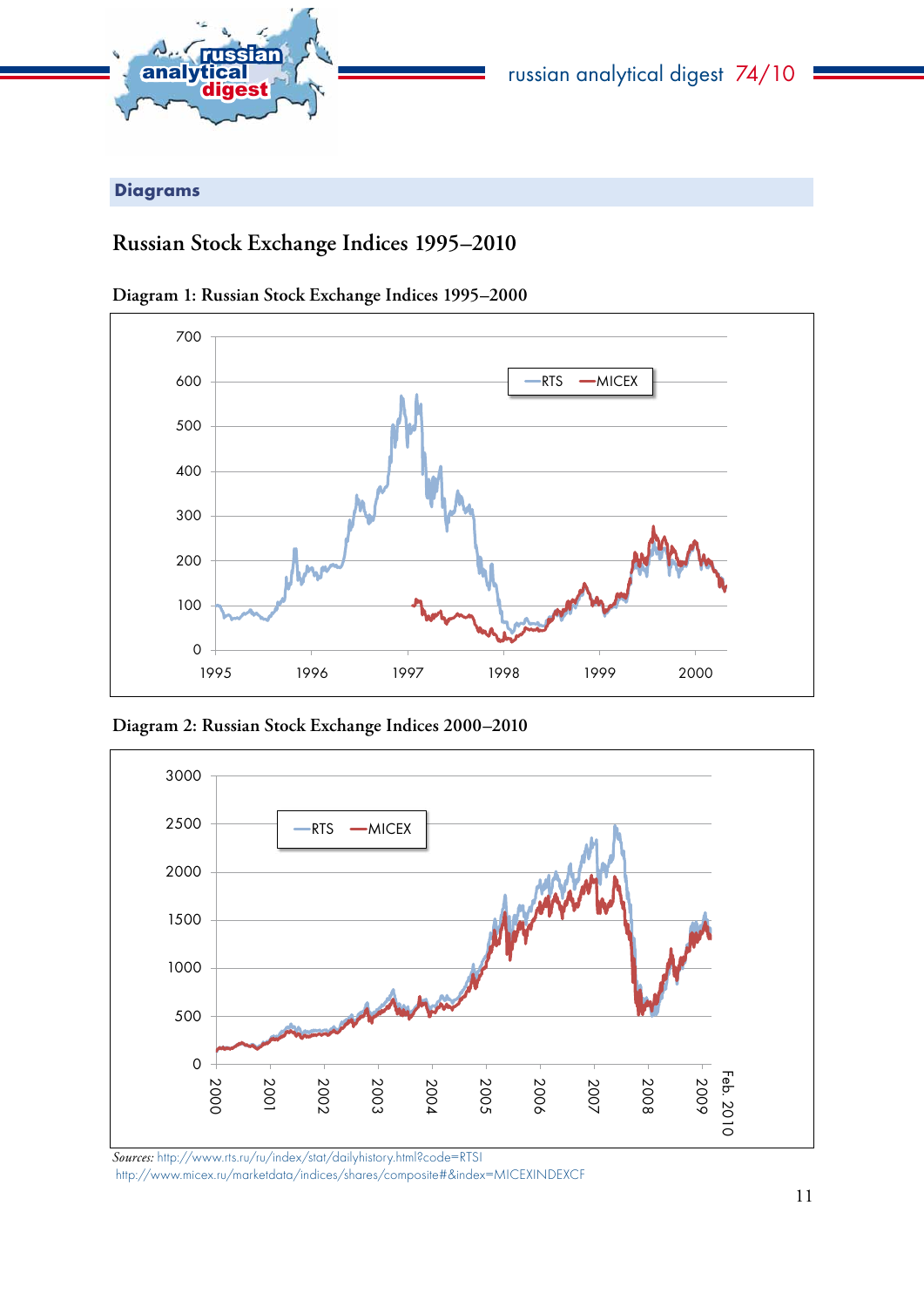## Diagrams

# Russian Stock Exchange Indices 1995–2010

### Diagram 1: Russian Stock Exchange Indices 1995–2000

### Diagram 2: Russian Stock Exchange Indices 2000–2010

*Sources:* http://www.rts.ru/ru/index/stat/dailyhistory.html?code=RTSI
http://www.micex.ru/marketdata/indices/shares/composite#&index=MICEXINDEXCF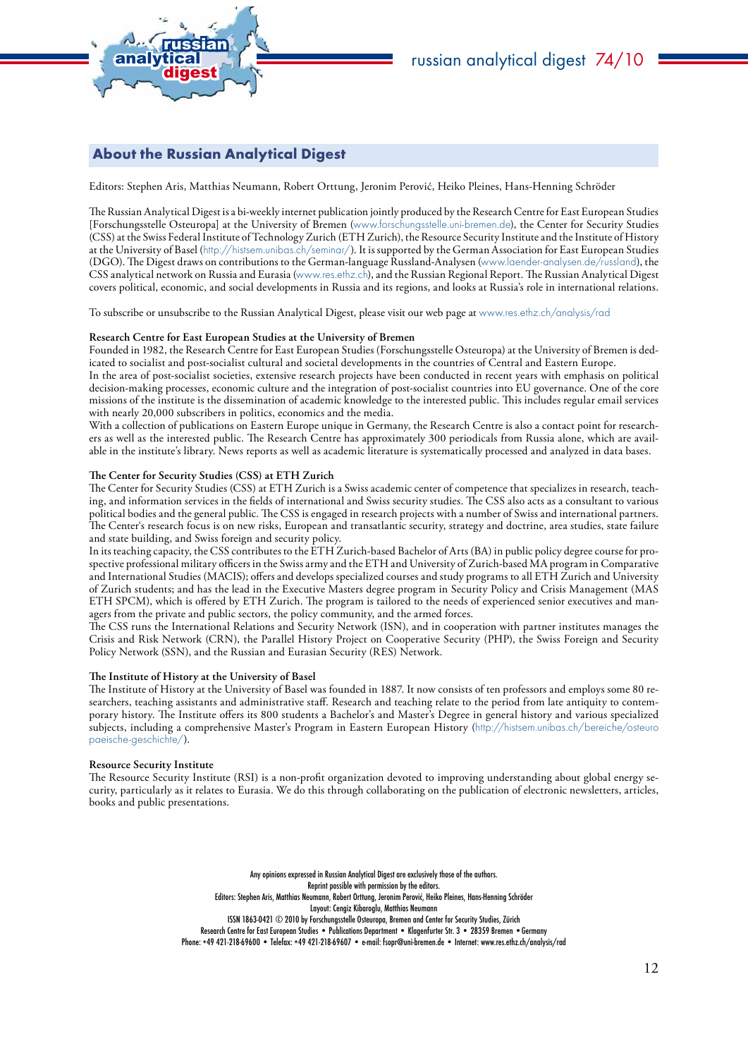## About the Russian Analytical Digest

Editors: Stephen Aris, Matthias Neumann, Robert Orttung, Jeronim Perović, Heiko Pleines, Hans-Henning Schröder

The Russian Analytical Digest is a bi-weekly internet publication jointly produced by the Research Centre for East European Studies [Forschungsstelle Osteuropa] at the University of Bremen (www.forschungsstelle.uni-bremen.de), the Center for Security Studies (CSS) at the Swiss Federal Institute of Technology Zurich (ETH Zurich), the Resource Security Institute and the Institute of History at the University of Basel (http://histsem.unibas.ch/seminar/). It is supported by the German Association for East European Studies (DGO). The Digest draws on contributions to the German-language Russland-Analysen (www.laender-analysen.de/russland), the CSS analytical network on Russia and Eurasia (www.res.ethz.ch), and the Russian Regional Report. The Russian Analytical Digest covers political, economic, and social developments in Russia and its regions, and looks at Russia's role in international relations.

To subscribe or unsubscribe to the Russian Analytical Digest, please visit our web page at www.res.ethz.ch/analysis/rad

**Research Centre for East European Studies at the University of Bremen**

Founded in 1982, the Research Centre for East European Studies (Forschungsstelle Osteuropa) at the University of Bremen is dedicated to socialist and post-socialist cultural and societal developments in the countries of Central and Eastern Europe.

In the area of post-socialist societies, extensive research projects have been conducted in recent years with emphasis on political decision-making processes, economic culture and the integration of post-socialist countries into EU governance. One of the core missions of the institute is the dissemination of academic knowledge to the interested public. This includes regular email services with nearly 20,000 subscribers in politics, economics and the media.

With a collection of publications on Eastern Europe unique in Germany, the Research Centre is also a contact point for researchers as well as the interested public. The Research Centre has approximately 300 periodicals from Russia alone, which are available in the institute's library. News reports as well as academic literature is systematically processed and analyzed in data bases.

**The Center for Security Studies (CSS) at ETH Zurich**

The Center for Security Studies (CSS) at ETH Zurich is a Swiss academic center of competence that specializes in research, teaching, and information services in the fields of international and Swiss security studies. The CSS also acts as a consultant to various political bodies and the general public. The CSS is engaged in research projects with a number of Swiss and international partners. The Center's research focus is on new risks, European and transatlantic security, strategy and doctrine, area studies, state failure and state building, and Swiss foreign and security policy.

In its teaching capacity, the CSS contributes to the ETH Zurich-based Bachelor of Arts (BA) in public policy degree course for prospective professional military officers in the Swiss army and the ETH and University of Zurich-based MA program in Comparative and International Studies (MACIS); offers and develops specialized courses and study programs to all ETH Zurich and University of Zurich students; and has the lead in the Executive Masters degree program in Security Policy and Crisis Management (MAS ETH SPCM), which is offered by ETH Zurich. The program is tailored to the needs of experienced senior executives and managers from the private and public sectors, the policy community, and the armed forces.

The CSS runs the International Relations and Security Network (ISN), and in cooperation with partner institutes manages the Crisis and Risk Network (CRN), the Parallel History Project on Cooperative Security (PHP), the Swiss Foreign and Security Policy Network (SSN), and the Russian and Eurasian Security (RES) Network.

**The Institute of History at the University of Basel**

The Institute of History at the University of Basel was founded in 1887. It now consists of ten professors and employs some 80 researchers, teaching assistants and administrative staff. Research and teaching relate to the period from late antiquity to contemporary history. The Institute offers its 800 students a Bachelor's and Master's Degree in general history and various specialized subjects, including a comprehensive Master's Program in Eastern European History (http://histsem.unibas.ch/bereiche/osteuropaeische-geschichte/).

**Resource Security Institute**

The Resource Security Institute (RSI) is a non-profit organization devoted to improving understanding about global energy security, particularly as it relates to Eurasia. We do this through collaborating on the publication of electronic newsletters, articles, books and public presentations.

Any opinions expressed in Russian Analytical Digest are exclusively those of the authors.
Reprint possible with permission by the editors.
Editors: Stephen Aris, Matthias Neumann, Robert Orttung, Jeronim Perović, Heiko Pleines, Hans-Henning Schröder
Layout: Cengiz Kibaroglu, Matthias Neumann
ISSN 1863-0421 © 2010 by Forschungsstelle Osteuropa, Bremen and Center for Security Studies, Zürich
Research Centre for East European Studies • Publications Department • Klagenfurter Str. 3 • 28359 Bremen • Germany
Phone: +49 421-218-69600 • Telefax: +49 421-218-69607 • e-mail: fsopr@uni-bremen.de • Internet: www.res.ethz.ch/analysis/rad